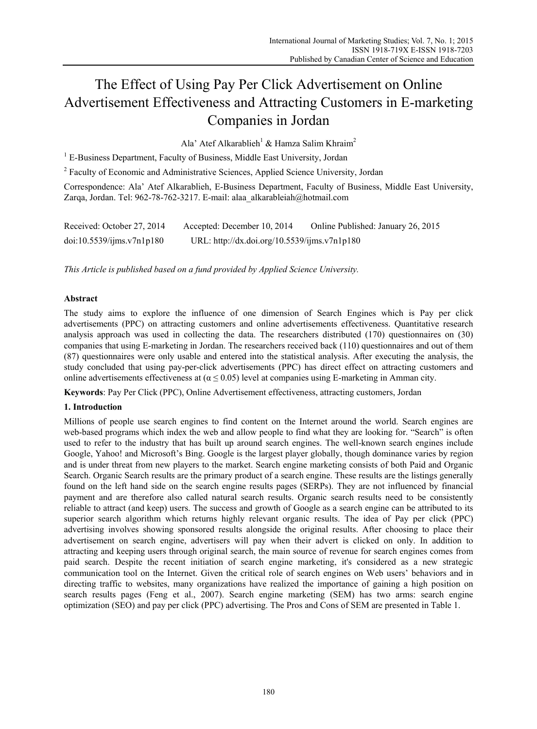# The Effect of Using Pay Per Click Advertisement on Online Advertisement Effectiveness and Attracting Customers in E-marketing Companies in Jordan

Ala' Atef Alkarablieh[1] & Hamza Salim Khraim[2]

[1] E-Business Department, Faculty of Business, Middle East University, Jordan

[2] Faculty of Economic and Administrative Sciences, Applied Science University, Jordan

Correspondence: Ala' Atef Alkarablieh, E-Business Department, Faculty of Business, Middle East University, Zarqa, Jordan. Tel: 962-78-762-3217. E-mail: alaa_alkarableiah@hotmail.com

Received: October 27, 2014 Accepted: December 10, 2014 Online Published: January 26, 2015

doi:10.5539/ijms.v7n1p180 URL: http://dx.doi.org/10.5539/ijms.v7n1p180

*This Article is published based on a fund provided by Applied Science University.*

**Abstract**

The study aims to explore the influence of one dimension of Search Engines which is Pay per click advertisements (PPC) on attracting customers and online advertisements effectiveness. Quantitative research analysis approach was used in collecting the data. The researchers distributed (170) questionnaires on (30) companies that using E-marketing in Jordan. The researchers received back (110) questionnaires and out of them (87) questionnaires were only usable and entered into the statistical analysis. After executing the analysis, the study concluded that using pay-per-click advertisements (PPC) has direct effect on attracting customers and online advertisements effectiveness at ($\alpha \leq 0.05$) level at companies using E-marketing in Amman city.

**Keywords**: Pay Per Click (PPC), Online Advertisement effectiveness, attracting customers, Jordan

## 1. Introduction

Millions of people use search engines to find content on the Internet around the world. Search engines are web-based programs which index the web and allow people to find what they are looking for. "Search" is often used to refer to the industry that has built up around search engines. The well-known search engines include Google, Yahoo! and Microsoft's Bing. Google is the largest player globally, though dominance varies by region and is under threat from new players to the market. Search engine marketing consists of both Paid and Organic Search. Organic Search results are the primary product of a search engine. These results are the listings generally found on the left hand side on the search engine results pages (SERPs). They are not influenced by financial payment and are therefore also called natural search results. Organic search results need to be consistently reliable to attract (and keep) users. The success and growth of Google as a search engine can be attributed to its superior search algorithm which returns highly relevant organic results. The idea of Pay per click (PPC) advertising involves showing sponsored results alongside the original results. After choosing to place their advertisement on search engine, advertisers will pay when their advert is clicked on only. In addition to attracting and keeping users through original search, the main source of revenue for search engines comes from paid search. Despite the recent initiation of search engine marketing, it's considered as a new strategic communication tool on the Internet. Given the critical role of search engines on Web users' behaviors and in directing traffic to websites, many organizations have realized the importance of gaining a high position on search results pages (Feng et al., 2007). Search engine marketing (SEM) has two arms: search engine optimization (SEO) and pay per click (PPC) advertising. The Pros and Cons of SEM are presented in Table 1.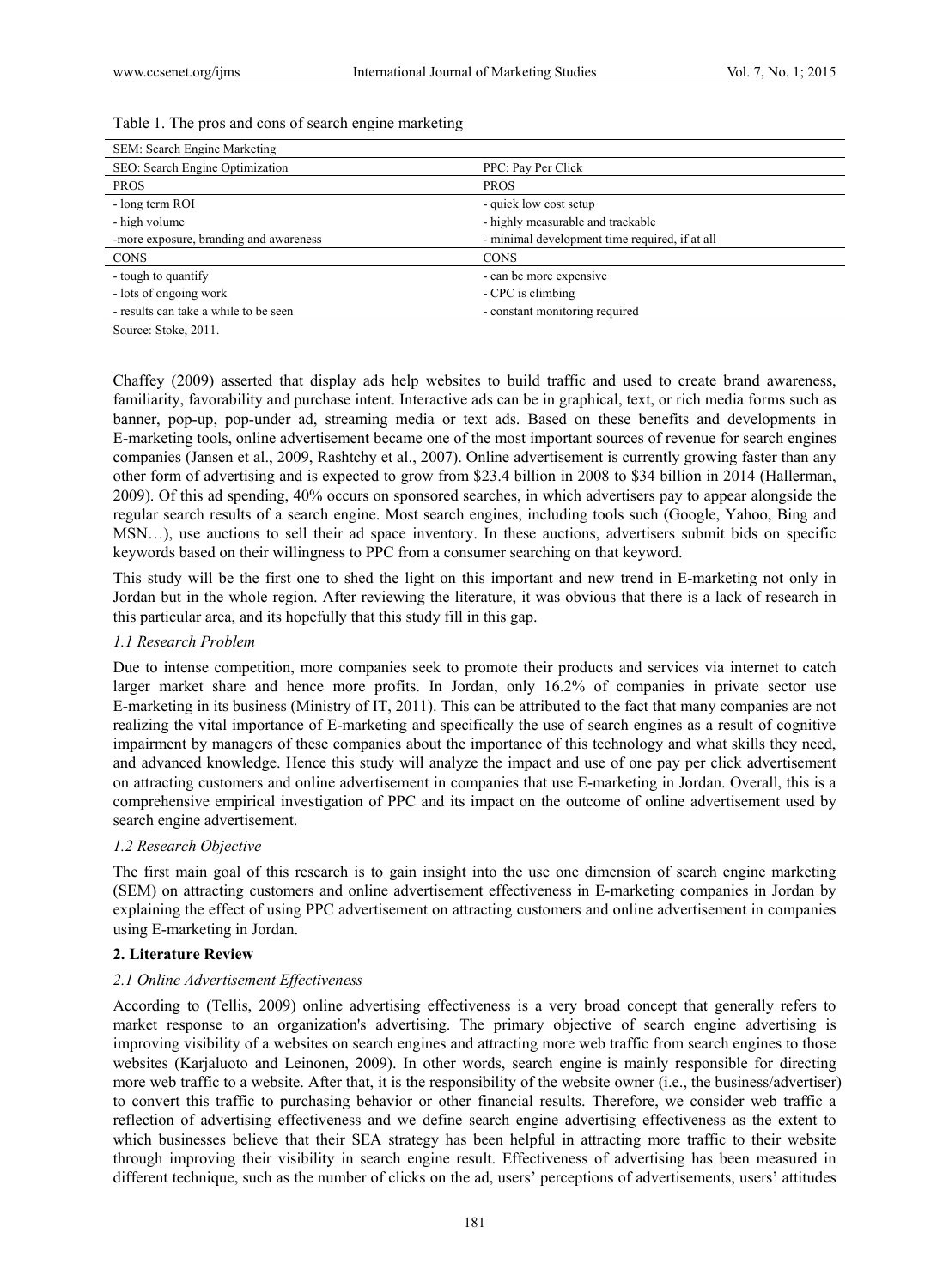Table 1. The pros and cons of search engine marketing

| SEM: Search Engine Marketing | |
|---|---|
| SEO: Search Engine Optimization | PPC: Pay Per Click |
| PROS | PROS |
| - long term ROI | - quick low cost setup |
| - high volume | - highly measurable and trackable |
| -more exposure, branding and awareness | - minimal development time required, if at all |
| CONS | CONS |
| - tough to quantify | - can be more expensive |
| - lots of ongoing work | - CPC is climbing |
| - results can take a while to be seen | - constant monitoring required |

Source: Stoke, 2011.

Chaffey (2009) asserted that display ads help websites to build traffic and used to create brand awareness, familiarity, favorability and purchase intent. Interactive ads can be in graphical, text, or rich media forms such as banner, pop-up, pop-under ad, streaming media or text ads. Based on these benefits and developments in E-marketing tools, online advertisement became one of the most important sources of revenue for search engines companies (Jansen et al., 2009, Rashtchy et al., 2007). Online advertisement is currently growing faster than any other form of advertising and is expected to grow from $23.4 billion in 2008 to $34 billion in 2014 (Hallerman, 2009). Of this ad spending, 40% occurs on sponsored searches, in which advertisers pay to appear alongside the regular search results of a search engine. Most search engines, including tools such (Google, Yahoo, Bing and MSN…), use auctions to sell their ad space inventory. In these auctions, advertisers submit bids on specific keywords based on their willingness to PPC from a consumer searching on that keyword.

This study will be the first one to shed the light on this important and new trend in E-marketing not only in Jordan but in the whole region. After reviewing the literature, it was obvious that there is a lack of research in this particular area, and its hopefully that this study fill in this gap.

### *1.1 Research Problem*

Due to intense competition, more companies seek to promote their products and services via internet to catch larger market share and hence more profits. In Jordan, only 16.2% of companies in private sector use E-marketing in its business (Ministry of IT, 2011). This can be attributed to the fact that many companies are not realizing the vital importance of E-marketing and specifically the use of search engines as a result of cognitive impairment by managers of these companies about the importance of this technology and what skills they need, and advanced knowledge. Hence this study will analyze the impact and use of one pay per click advertisement on attracting customers and online advertisement in companies that use E-marketing in Jordan. Overall, this is a comprehensive empirical investigation of PPC and its impact on the outcome of online advertisement used by search engine advertisement.

### *1.2 Research Objective*

The first main goal of this research is to gain insight into the use one dimension of search engine marketing (SEM) on attracting customers and online advertisement effectiveness in E-marketing companies in Jordan by explaining the effect of using PPC advertisement on attracting customers and online advertisement in companies using E-marketing in Jordan.

## **2. Literature Review**

### *2.1 Online Advertisement Effectiveness*

According to (Tellis, 2009) online advertising effectiveness is a very broad concept that generally refers to market response to an organization's advertising. The primary objective of search engine advertising is improving visibility of a websites on search engines and attracting more web traffic from search engines to those websites (Karjaluoto and Leinonen, 2009). In other words, search engine is mainly responsible for directing more web traffic to a website. After that, it is the responsibility of the website owner (i.e., the business/advertiser) to convert this traffic to purchasing behavior or other financial results. Therefore, we consider web traffic a reflection of advertising effectiveness and we define search engine advertising effectiveness as the extent to which businesses believe that their SEA strategy has been helpful in attracting more traffic to their website through improving their visibility in search engine result. Effectiveness of advertising has been measured in different technique, such as the number of clicks on the ad, users' perceptions of advertisements, users' attitudes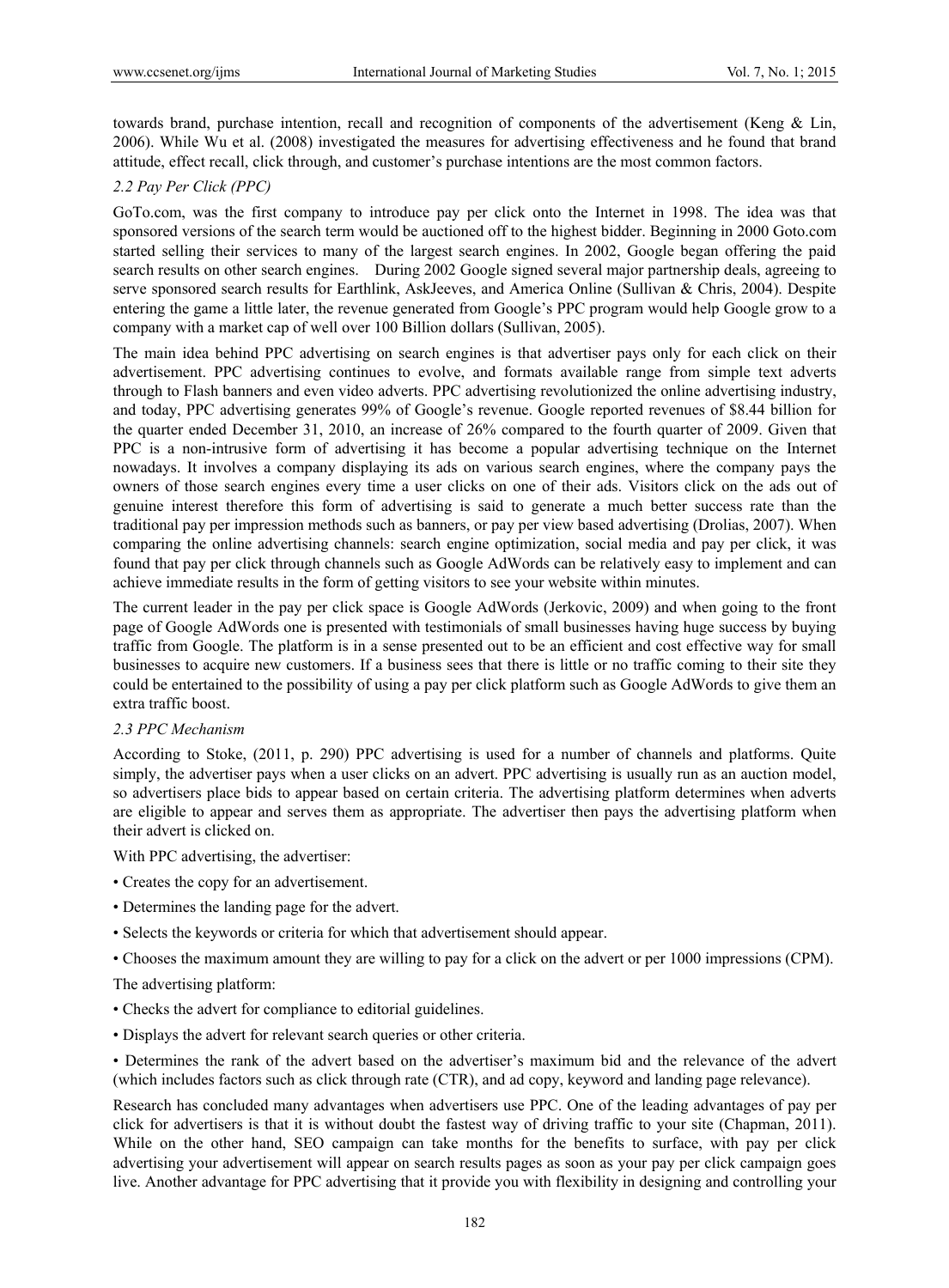towards brand, purchase intention, recall and recognition of components of the advertisement (Keng & Lin, 2006). While Wu et al. (2008) investigated the measures for advertising effectiveness and he found that brand attitude, effect recall, click through, and customer's purchase intentions are the most common factors.

### *2.2 Pay Per Click (PPC)*

GoTo.com, was the first company to introduce pay per click onto the Internet in 1998. The idea was that sponsored versions of the search term would be auctioned off to the highest bidder. Beginning in 2000 Goto.com started selling their services to many of the largest search engines. In 2002, Google began offering the paid search results on other search engines. During 2002 Google signed several major partnership deals, agreeing to serve sponsored search results for Earthlink, AskJeeves, and America Online (Sullivan & Chris, 2004). Despite entering the game a little later, the revenue generated from Google's PPC program would help Google grow to a company with a market cap of well over 100 Billion dollars (Sullivan, 2005).

The main idea behind PPC advertising on search engines is that advertiser pays only for each click on their advertisement. PPC advertising continues to evolve, and formats available range from simple text adverts through to Flash banners and even video adverts. PPC advertising revolutionized the online advertising industry, and today, PPC advertising generates 99% of Google's revenue. Google reported revenues of $8.44 billion for the quarter ended December 31, 2010, an increase of 26% compared to the fourth quarter of 2009. Given that PPC is a non-intrusive form of advertising it has become a popular advertising technique on the Internet nowadays. It involves a company displaying its ads on various search engines, where the company pays the owners of those search engines every time a user clicks on one of their ads. Visitors click on the ads out of genuine interest therefore this form of advertising is said to generate a much better success rate than the traditional pay per impression methods such as banners, or pay per view based advertising (Drolias, 2007). When comparing the online advertising channels: search engine optimization, social media and pay per click, it was found that pay per click through channels such as Google AdWords can be relatively easy to implement and can achieve immediate results in the form of getting visitors to see your website within minutes.

The current leader in the pay per click space is Google AdWords (Jerkovic, 2009) and when going to the front page of Google AdWords one is presented with testimonials of small businesses having huge success by buying traffic from Google. The platform is in a sense presented out to be an efficient and cost effective way for small businesses to acquire new customers. If a business sees that there is little or no traffic coming to their site they could be entertained to the possibility of using a pay per click platform such as Google AdWords to give them an extra traffic boost.

### *2.3 PPC Mechanism*

According to Stoke, (2011, p. 290) PPC advertising is used for a number of channels and platforms. Quite simply, the advertiser pays when a user clicks on an advert. PPC advertising is usually run as an auction model, so advertisers place bids to appear based on certain criteria. The advertising platform determines when adverts are eligible to appear and serves them as appropriate. The advertiser then pays the advertising platform when their advert is clicked on.

With PPC advertising, the advertiser:

- Creates the copy for an advertisement.
- Determines the landing page for the advert.
- Selects the keywords or criteria for which that advertisement should appear.
- Chooses the maximum amount they are willing to pay for a click on the advert or per 1000 impressions (CPM).

The advertising platform:

- Checks the advert for compliance to editorial guidelines.
- Displays the advert for relevant search queries or other criteria.
- Determines the rank of the advert based on the advertiser's maximum bid and the relevance of the advert (which includes factors such as click through rate (CTR), and ad copy, keyword and landing page relevance).

Research has concluded many advantages when advertisers use PPC. One of the leading advantages of pay per click for advertisers is that it is without doubt the fastest way of driving traffic to your site (Chapman, 2011). While on the other hand, SEO campaign can take months for the benefits to surface, with pay per click advertising your advertisement will appear on search results pages as soon as your pay per click campaign goes live. Another advantage for PPC advertising that it provide you with flexibility in designing and controlling your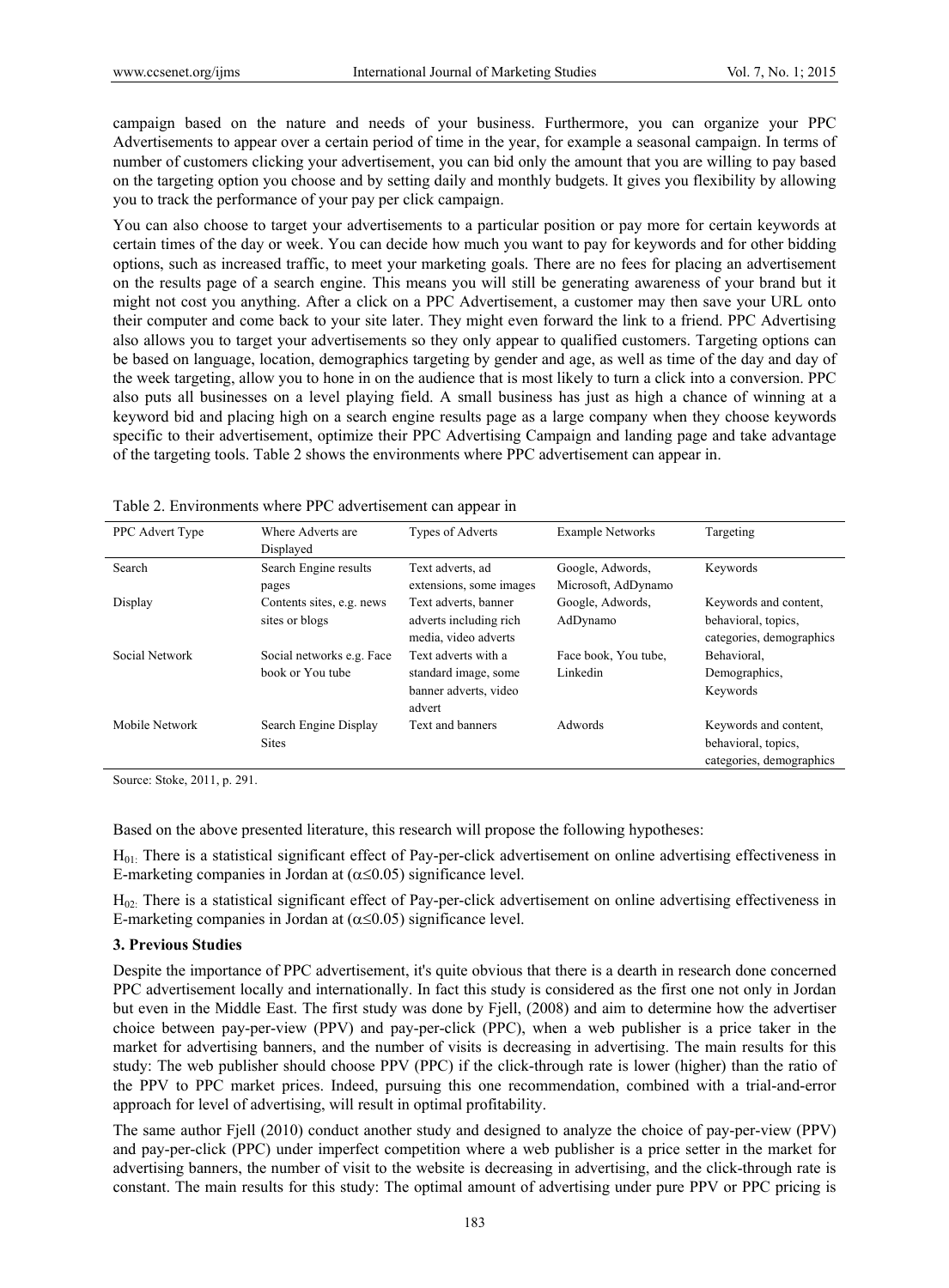campaign based on the nature and needs of your business. Furthermore, you can organize your PPC Advertisements to appear over a certain period of time in the year, for example a seasonal campaign. In terms of number of customers clicking your advertisement, you can bid only the amount that you are willing to pay based on the targeting option you choose and by setting daily and monthly budgets. It gives you flexibility by allowing you to track the performance of your pay per click campaign.

You can also choose to target your advertisements to a particular position or pay more for certain keywords at certain times of the day or week. You can decide how much you want to pay for keywords and for other bidding options, such as increased traffic, to meet your marketing goals. There are no fees for placing an advertisement on the results page of a search engine. This means you will still be generating awareness of your brand but it might not cost you anything. After a click on a PPC Advertisement, a customer may then save your URL onto their computer and come back to your site later. They might even forward the link to a friend. PPC Advertising also allows you to target your advertisements so they only appear to qualified customers. Targeting options can be based on language, location, demographics targeting by gender and age, as well as time of the day and day of the week targeting, allow you to hone in on the audience that is most likely to turn a click into a conversion. PPC also puts all businesses on a level playing field. A small business has just as high a chance of winning at a keyword bid and placing high on a search engine results page as a large company when they choose keywords specific to their advertisement, optimize their PPC Advertising Campaign and landing page and take advantage of the targeting tools. Table 2 shows the environments where PPC advertisement can appear in.

Table 2. Environments where PPC advertisement can appear in

| PPC Advert Type | Where Adverts are Displayed | Types of Adverts | Example Networks | Targeting |
|---|---|---|---|---|
| Search | Search Engine results pages | Text adverts, ad extensions, some images | Google, Adwords, Microsoft, AdDynamo | Keywords |
| Display | Contents sites, e.g. news sites or blogs | Text adverts, banner adverts including rich media, video adverts | Google, Adwords, AdDynamo | Keywords and content, behavioral, topics, categories, demographics |
| Social Network | Social networks e.g. Face book or You tube | Text adverts with a standard image, some banner adverts, video advert | Face book, You tube, Linkedin | Behavioral, Demographics, Keywords |
| Mobile Network | Search Engine Display Sites | Text and banners | Adwords | Keywords and content, behavioral, topics, categories, demographics |

Source: Stoke, 2011, p. 291.

Based on the above presented literature, this research will propose the following hypotheses:

$H_{01}$: There is a statistical significant effect of Pay-per-click advertisement on online advertising effectiveness in E-marketing companies in Jordan at ($\alpha \leq 0.05$) significance level.

$H_{02}$: There is a statistical significant effect of Pay-per-click advertisement on online advertising effectiveness in E-marketing companies in Jordan at ($\alpha \leq 0.05$) significance level.

### 3. Previous Studies

Despite the importance of PPC advertisement, it's quite obvious that there is a dearth in research done concerned PPC advertisement locally and internationally. In fact this study is considered as the first one not only in Jordan but even in the Middle East. The first study was done by Fjell, (2008) and aim to determine how the advertiser choice between pay-per-view (PPV) and pay-per-click (PPC), when a web publisher is a price taker in the market for advertising banners, and the number of visits is decreasing in advertising. The main results for this study: The web publisher should choose PPV (PPC) if the click-through rate is lower (higher) than the ratio of the PPV to PPC market prices. Indeed, pursuing this one recommendation, combined with a trial-and-error approach for level of advertising, will result in optimal profitability.

The same author Fjell (2010) conduct another study and designed to analyze the choice of pay-per-view (PPV) and pay-per-click (PPC) under imperfect competition where a web publisher is a price setter in the market for advertising banners, the number of visit to the website is decreasing in advertising, and the click-through rate is constant. The main results for this study: The optimal amount of advertising under pure PPV or PPC pricing is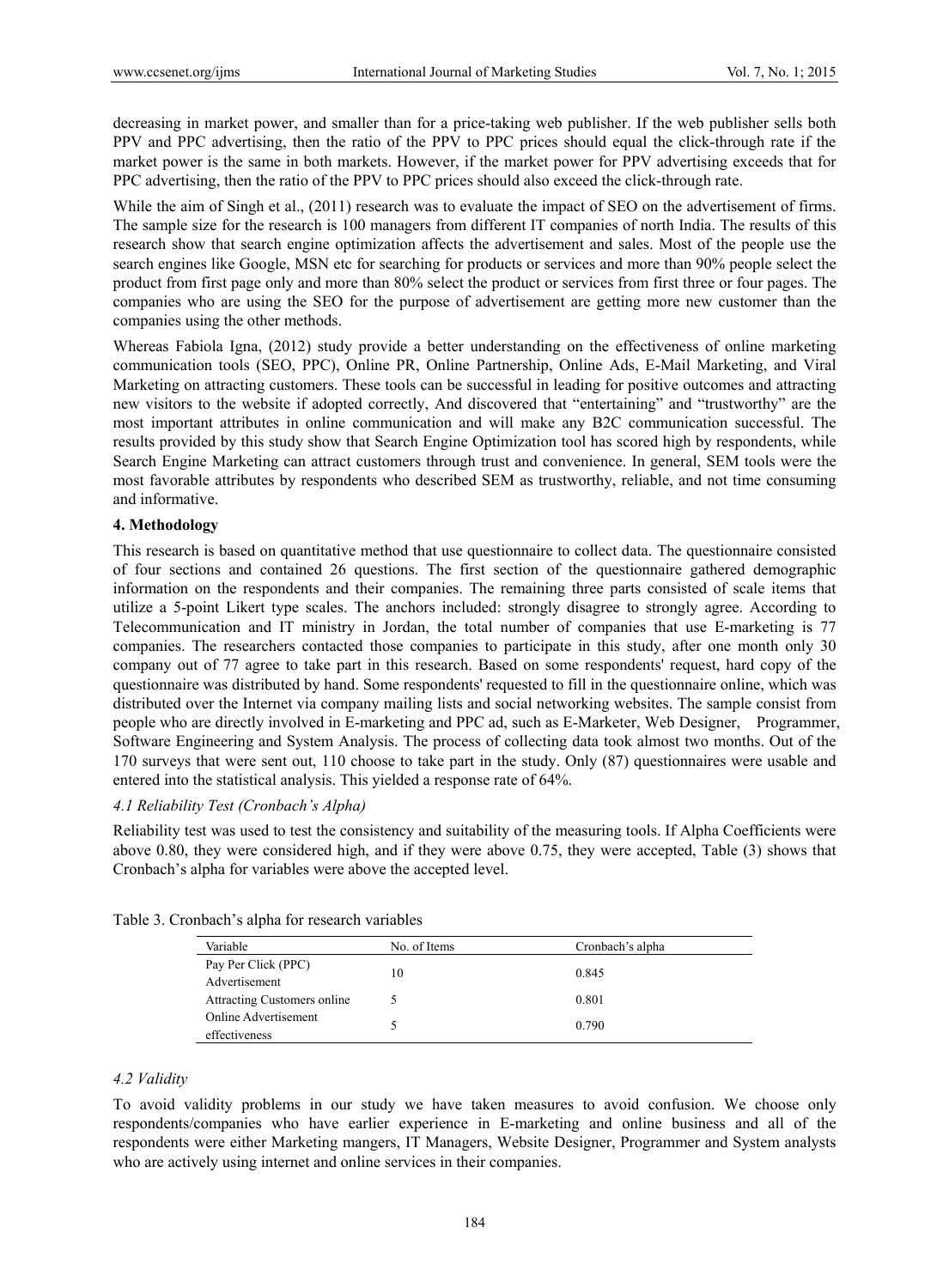decreasing in market power, and smaller than for a price-taking web publisher. If the web publisher sells both PPV and PPC advertising, then the ratio of the PPV to PPC prices should equal the click-through rate if the market power is the same in both markets. However, if the market power for PPV advertising exceeds that for PPC advertising, then the ratio of the PPV to PPC prices should also exceed the click-through rate.

While the aim of Singh et al., (2011) research was to evaluate the impact of SEO on the advertisement of firms. The sample size for the research is 100 managers from different IT companies of north India. The results of this research show that search engine optimization affects the advertisement and sales. Most of the people use the search engines like Google, MSN etc for searching for products or services and more than 90% people select the product from first page only and more than 80% select the product or services from first three or four pages. The companies who are using the SEO for the purpose of advertisement are getting more new customer than the companies using the other methods.

Whereas Fabiola Igna, (2012) study provide a better understanding on the effectiveness of online marketing communication tools (SEO, PPC), Online PR, Online Partnership, Online Ads, E-Mail Marketing, and Viral Marketing on attracting customers. These tools can be successful in leading for positive outcomes and attracting new visitors to the website if adopted correctly, And discovered that "entertaining" and "trustworthy" are the most important attributes in online communication and will make any B2C communication successful. The results provided by this study show that Search Engine Optimization tool has scored high by respondents, while Search Engine Marketing can attract customers through trust and convenience. In general, SEM tools were the most favorable attributes by respondents who described SEM as trustworthy, reliable, and not time consuming and informative.

## 4. Methodology

This research is based on quantitative method that use questionnaire to collect data. The questionnaire consisted of four sections and contained 26 questions. The first section of the questionnaire gathered demographic information on the respondents and their companies. The remaining three parts consisted of scale items that utilize a 5-point Likert type scales. The anchors included: strongly disagree to strongly agree. According to Telecommunication and IT ministry in Jordan, the total number of companies that use E-marketing is 77 companies. The researchers contacted those companies to participate in this study, after one month only 30 company out of 77 agree to take part in this research. Based on some respondents' request, hard copy of the questionnaire was distributed by hand. Some respondents' requested to fill in the questionnaire online, which was distributed over the Internet via company mailing lists and social networking websites. The sample consist from people who are directly involved in E-marketing and PPC ad, such as E-Marketer, Web Designer, Programmer, Software Engineering and System Analysis. The process of collecting data took almost two months. Out of the 170 surveys that were sent out, 110 choose to take part in the study. Only (87) questionnaires were usable and entered into the statistical analysis. This yielded a response rate of 64%.

### *4.1 Reliability Test (Cronbach's Alpha)*

Reliability test was used to test the consistency and suitability of the measuring tools. If Alpha Coefficients were above 0.80, they were considered high, and if they were above 0.75, they were accepted, Table (3) shows that Cronbach's alpha for variables were above the accepted level.

Table 3. Cronbach's alpha for research variables

| Variable | No. of Items | Cronbach's alpha |
|---|---|---|
| Pay Per Click (PPC) Advertisement | 10 | 0.845 |
| Attracting Customers online | 5 | 0.801 |
| Online Advertisement effectiveness | 5 | 0.790 |

### *4.2 Validity*

To avoid validity problems in our study we have taken measures to avoid confusion. We choose only respondents/companies who have earlier experience in E-marketing and online business and all of the respondents were either Marketing mangers, IT Managers, Website Designer, Programmer and System analysts who are actively using internet and online services in their companies.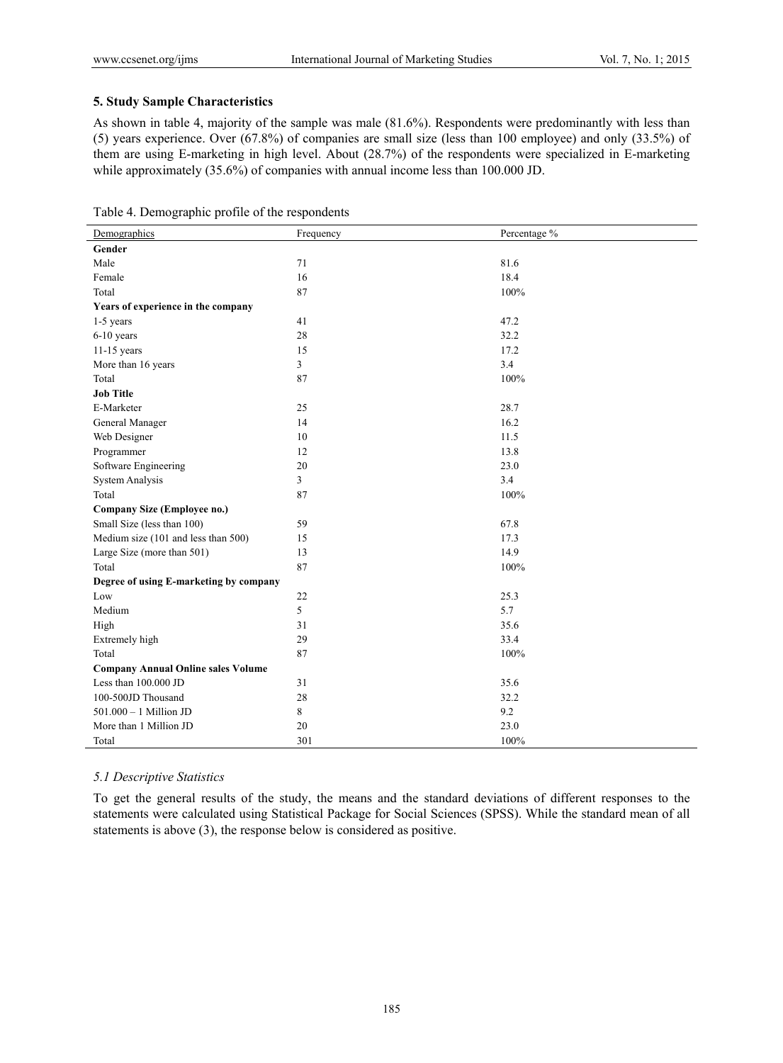## 5. Study Sample Characteristics

As shown in table 4, majority of the sample was male (81.6%). Respondents were predominantly with less than (5) years experience. Over (67.8%) of companies are small size (less than 100 employee) and only (33.5%) of them are using E-marketing in high level. About (28.7%) of the respondents were specialized in E-marketing while approximately (35.6%) of companies with annual income less than 100.000 JD.

Table 4. Demographic profile of the respondents

| Demographics | Frequency | Percentage % |
|---|---|---|
| **Gender** | | |
| Male | 71 | 81.6 |
| Female | 16 | 18.4 |
| Total | 87 | 100% |
| **Years of experience in the company** | | |
| 1-5 years | 41 | 47.2 |
| 6-10 years | 28 | 32.2 |
| 11-15 years | 15 | 17.2 |
| More than 16 years | 3 | 3.4 |
| Total | 87 | 100% |
| **Job Title** | | |
| E-Marketer | 25 | 28.7 |
| General Manager | 14 | 16.2 |
| Web Designer | 10 | 11.5 |
| Programmer | 12 | 13.8 |
| Software Engineering | 20 | 23.0 |
| System Analysis | 3 | 3.4 |
| Total | 87 | 100% |
| **Company Size (Employee no.)** | | |
| Small Size (less than 100) | 59 | 67.8 |
| Medium size (101 and less than 500) | 15 | 17.3 |
| Large Size (more than 501) | 13 | 14.9 |
| Total | 87 | 100% |
| **Degree of using E-marketing by company** | | |
| Low | 22 | 25.3 |
| Medium | 5 | 5.7 |
| High | 31 | 35.6 |
| Extremely high | 29 | 33.4 |
| Total | 87 | 100% |
| **Company Annual Online sales Volume** | | |
| Less than 100.000 JD | 31 | 35.6 |
| 100-500JD Thousand | 28 | 32.2 |
| 501.000 – 1 Million JD | 8 | 9.2 |
| More than 1 Million JD | 20 | 23.0 |
| Total | 301 | 100% |

### *5.1 Descriptive Statistics*

To get the general results of the study, the means and the standard deviations of different responses to the statements were calculated using Statistical Package for Social Sciences (SPSS). While the standard mean of all statements is above (3), the response below is considered as positive.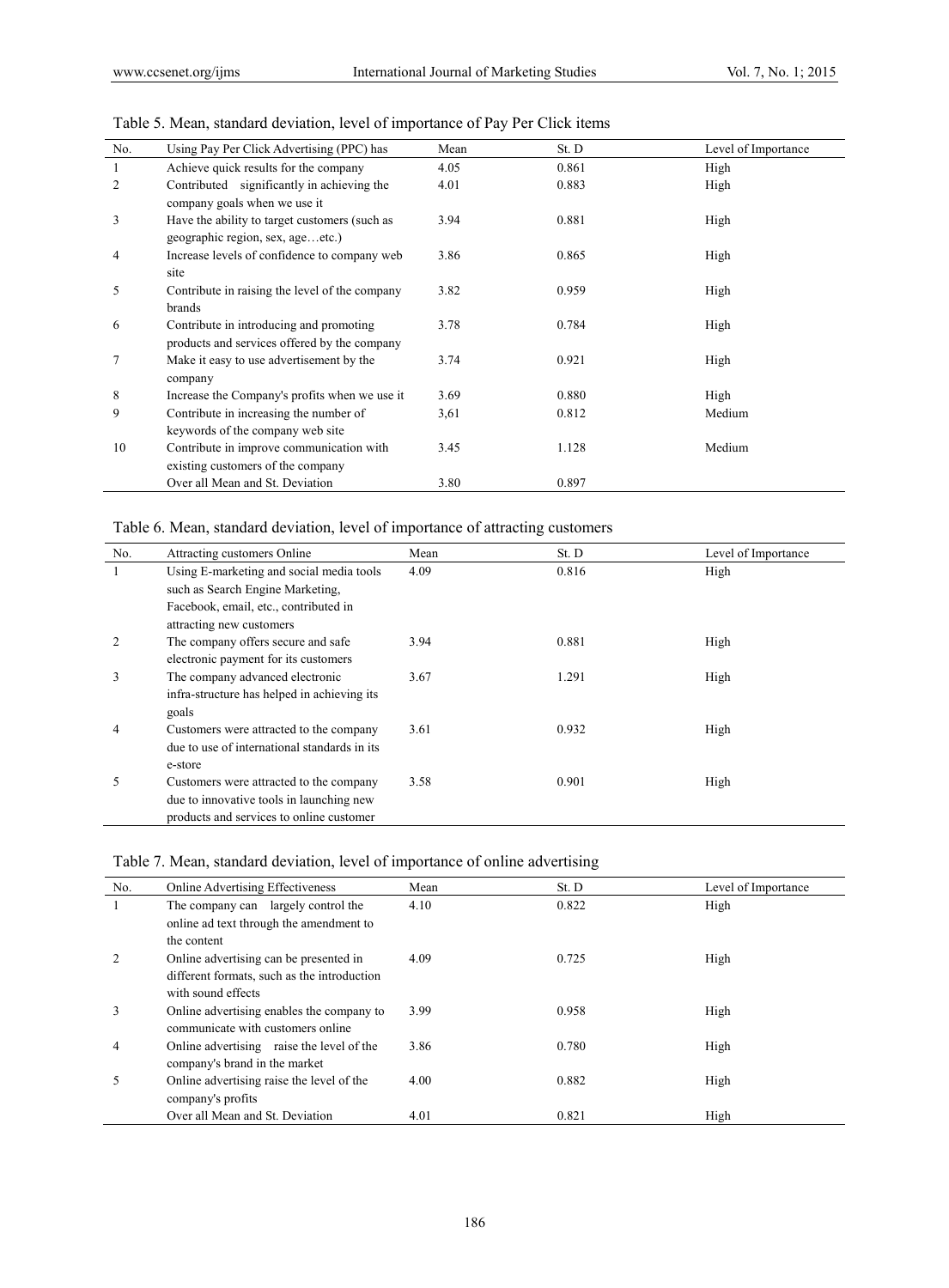Table 5. Mean, standard deviation, level of importance of Pay Per Click items

| No. | Using Pay Per Click Advertising (PPC) has | Mean | St. D | Level of Importance |
|---|---|---|---|---|
| 1 | Achieve quick results for the company | 4.05 | 0.861 | High |
| 2 | Contributed significantly in achieving the company goals when we use it | 4.01 | 0.883 | High |
| 3 | Have the ability to target customers (such as geographic region, sex, age…etc.) | 3.94 | 0.881 | High |
| 4 | Increase levels of confidence to company web site | 3.86 | 0.865 | High |
| 5 | Contribute in raising the level of the company brands | 3.82 | 0.959 | High |
| 6 | Contribute in introducing and promoting products and services offered by the company | 3.78 | 0.784 | High |
| 7 | Make it easy to use advertisement by the company | 3.74 | 0.921 | High |
| 8 | Increase the Company's profits when we use it | 3.69 | 0.880 | High |
| 9 | Contribute in increasing the number of keywords of the company web site | 3,61 | 0.812 | Medium |
| 10 | Contribute in improve communication with existing customers of the company | 3.45 | 1.128 | Medium |
| | Over all Mean and St. Deviation | 3.80 | 0.897 | |

Table 6. Mean, standard deviation, level of importance of attracting customers

| No. | Attracting customers Online | Mean | St. D | Level of Importance |
|---|---|---|---|---|
| 1 | Using E-marketing and social media tools such as Search Engine Marketing, Facebook, email, etc., contributed in attracting new customers | 4.09 | 0.816 | High |
| 2 | The company offers secure and safe electronic payment for its customers | 3.94 | 0.881 | High |
| 3 | The company advanced electronic infra-structure has helped in achieving its goals | 3.67 | 1.291 | High |
| 4 | Customers were attracted to the company due to use of international standards in its e-store | 3.61 | 0.932 | High |
| 5 | Customers were attracted to the company due to innovative tools in launching new products and services to online customer | 3.58 | 0.901 | High |

Table 7. Mean, standard deviation, level of importance of online advertising

| No. | Online Advertising Effectiveness | Mean | St. D | Level of Importance |
|---|---|---|---|---|
| 1 | The company can largely control the online ad text through the amendment to the content | 4.10 | 0.822 | High |
| 2 | Online advertising can be presented in different formats, such as the introduction with sound effects | 4.09 | 0.725 | High |
| 3 | Online advertising enables the company to communicate with customers online | 3.99 | 0.958 | High |
| 4 | Online advertising raise the level of the company's brand in the market | 3.86 | 0.780 | High |
| 5 | Online advertising raise the level of the company's profits | 4.00 | 0.882 | High |
| | Over all Mean and St. Deviation | 4.01 | 0.821 | High |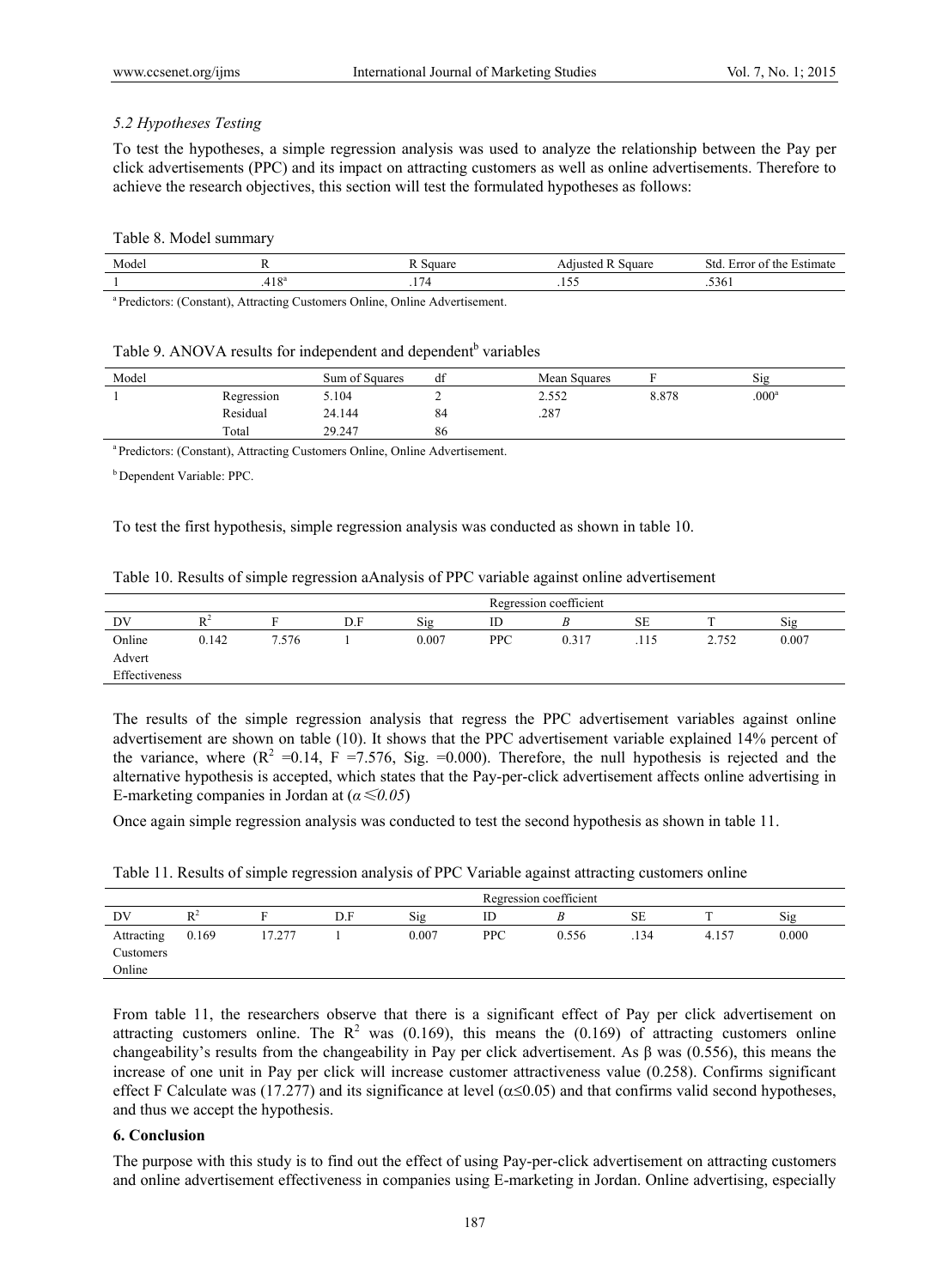### *5.2 Hypotheses Testing*

To test the hypotheses, a simple regression analysis was used to analyze the relationship between the Pay per click advertisements (PPC) and its impact on attracting customers as well as online advertisements. Therefore to achieve the research objectives, this section will test the formulated hypotheses as follows:

Table 8. Model summary

| Model | R | R Square | Adjusted R Square | Std. Error of the Estimate |
|---|---|---|---|---|
| 1 | .418[a] | .174 | .155 | .5361 |

[a] Predictors: (Constant), Attracting Customers Online, Online Advertisement.

Table 9. ANOVA results for independent and dependent[b] variables

| Model | | Sum of Squares | df | Mean Squares | F | Sig |
|---|---|---|---|---|---|---|
| 1 | Regression | 5.104 | 2 | 2.552 | 8.878 | .000[a] |
| | Residual | 24.144 | 84 | .287 | | |
| | Total | 29.247 | 86 | | | |

[a] Predictors: (Constant), Attracting Customers Online, Online Advertisement.

[b] Dependent Variable: PPC.

To test the first hypothesis, simple regression analysis was conducted as shown in table 10.

Table 10. Results of simple regression aAnalysis of PPC variable against online advertisement

| | | | | | Regression coefficient | | | | |
|---|---|---|---|---|---|---|---|---|---|
| DV | $R^2$ | F | D.F | Sig | ID | *B* | SE | T | Sig |
| Online Advert Effectiveness | 0.142 | 7.576 | 1 | 0.007 | PPC | 0.317 | .115 | 2.752 | 0.007 |

The results of the simple regression analysis that regress the PPC advertisement variables against online advertisement are shown on table (10). It shows that the PPC advertisement variable explained 14% percent of the variance, where ($R^2$ =0.14, F =7.576, Sig. =0.000). Therefore, the null hypothesis is rejected and the alternative hypothesis is accepted, which states that the Pay-per-click advertisement affects online advertising in E-marketing companies in Jordan at ($\alpha \leqslant 0.05$)

Once again simple regression analysis was conducted to test the second hypothesis as shown in table 11.

Table 11. Results of simple regression analysis of PPC Variable against attracting customers online

| | | | | | Regression coefficient | | | | |
|---|---|---|---|---|---|---|---|---|---|
| DV | $R^2$ | F | D.F | Sig | ID | *B* | SE | T | Sig |
| Attracting Customers Online | 0.169 | 17.277 | 1 | 0.007 | PPC | 0.556 | .134 | 4.157 | 0.000 |

From table 11, the researchers observe that there is a significant effect of Pay per click advertisement on attracting customers online. The $R^2$ was (0.169), this means the (0.169) of attracting customers online changeability's results from the changeability in Pay per click advertisement. As β was (0.556), this means the increase of one unit in Pay per click will increase customer attractiveness value (0.258). Confirms significant effect F Calculate was (17.277) and its significance at level ($\alpha \leq 0.05$) and that confirms valid second hypotheses, and thus we accept the hypothesis.

## **6. Conclusion**

The purpose with this study is to find out the effect of using Pay-per-click advertisement on attracting customers and online advertisement effectiveness in companies using E-marketing in Jordan. Online advertising, especially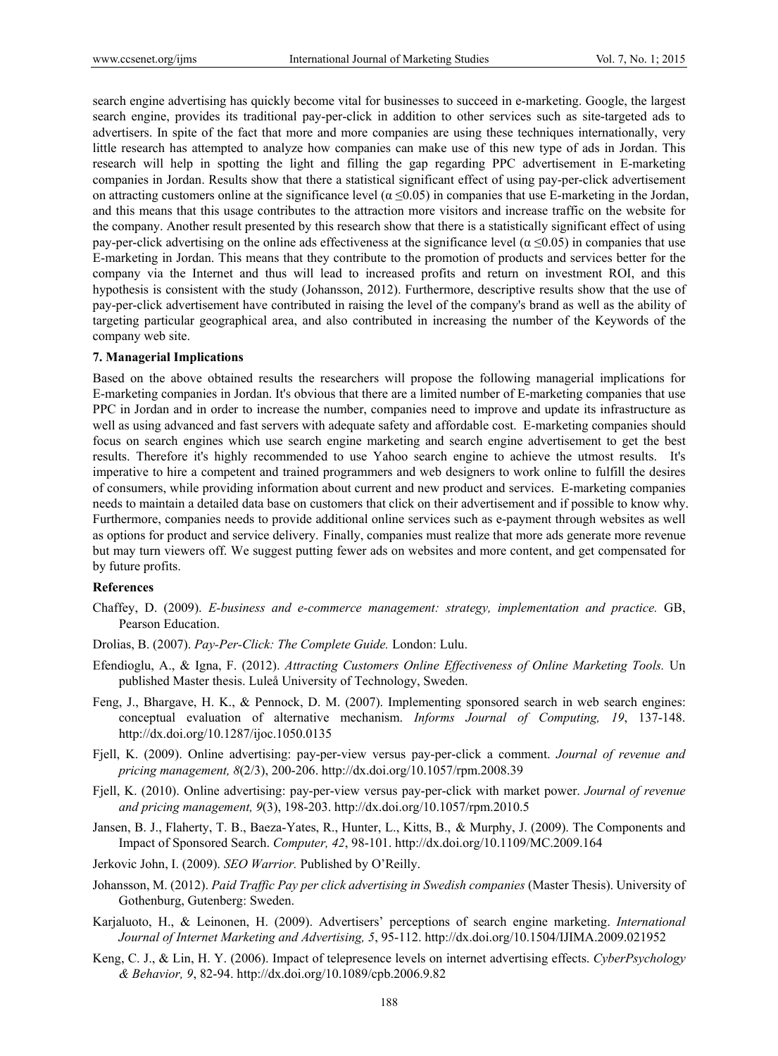search engine advertising has quickly become vital for businesses to succeed in e-marketing. Google, the largest search engine, provides its traditional pay-per-click in addition to other services such as site-targeted ads to advertisers. In spite of the fact that more and more companies are using these techniques internationally, very little research has attempted to analyze how companies can make use of this new type of ads in Jordan. This research will help in spotting the light and filling the gap regarding PPC advertisement in E-marketing companies in Jordan. Results show that there a statistical significant effect of using pay-per-click advertisement on attracting customers online at the significance level ($\alpha \leq 0.05$) in companies that use E-marketing in the Jordan, and this means that this usage contributes to the attraction more visitors and increase traffic on the website for the company. Another result presented by this research show that there is a statistically significant effect of using pay-per-click advertising on the online ads effectiveness at the significance level ($\alpha \leq 0.05$) in companies that use E-marketing in Jordan. This means that they contribute to the promotion of products and services better for the company via the Internet and thus will lead to increased profits and return on investment ROI, and this hypothesis is consistent with the study (Johansson, 2012). Furthermore, descriptive results show that the use of pay-per-click advertisement have contributed in raising the level of the company's brand as well as the ability of targeting particular geographical area, and also contributed in increasing the number of the Keywords of the company web site.

### 7. Managerial Implications

Based on the above obtained results the researchers will propose the following managerial implications for E-marketing companies in Jordan. It's obvious that there are a limited number of E-marketing companies that use PPC in Jordan and in order to increase the number, companies need to improve and update its infrastructure as well as using advanced and fast servers with adequate safety and affordable cost. E-marketing companies should focus on search engines which use search engine marketing and search engine advertisement to get the best results. Therefore it's highly recommended to use Yahoo search engine to achieve the utmost results. It's imperative to hire a competent and trained programmers and web designers to work online to fulfill the desires of consumers, while providing information about current and new product and services. E-marketing companies needs to maintain a detailed data base on customers that click on their advertisement and if possible to know why. Furthermore, companies needs to provide additional online services such as e-payment through websites as well as options for product and service delivery. Finally, companies must realize that more ads generate more revenue but may turn viewers off. We suggest putting fewer ads on websites and more content, and get compensated for by future profits.

### References

Chaffey, D. (2009). *E-business and e-commerce management: strategy, implementation and practice.* GB, Pearson Education.

Drolias, B. (2007). *Pay-Per-Click: The Complete Guide.* London: Lulu.

Efendioglu, A., & Igna, F. (2012). *Attracting Customers Online Effectiveness of Online Marketing Tools.* Un published Master thesis. Luleå University of Technology, Sweden.

Feng, J., Bhargave, H. K., & Pennock, D. M. (2007). Implementing sponsored search in web search engines: conceptual evaluation of alternative mechanism. *Informs Journal of Computing, 19*, 137-148. http://dx.doi.org/10.1287/ijoc.1050.0135

Fjell, K. (2009). Online advertising: pay-per-view versus pay-per-click a comment. *Journal of revenue and pricing management, 8*(2/3), 200-206. http://dx.doi.org/10.1057/rpm.2008.39

Fjell, K. (2010). Online advertising: pay-per-view versus pay-per-click with market power. *Journal of revenue and pricing management, 9*(3), 198-203. http://dx.doi.org/10.1057/rpm.2010.5

Jansen, B. J., Flaherty, T. B., Baeza-Yates, R., Hunter, L., Kitts, B., & Murphy, J. (2009). The Components and Impact of Sponsored Search. *Computer, 42*, 98-101. http://dx.doi.org/10.1109/MC.2009.164

Jerkovic John, I. (2009). *SEO Warrior.* Published by O'Reilly.

Johansson, M. (2012). *Paid Traffic Pay per click advertising in Swedish companies* (Master Thesis). University of Gothenburg, Gutenberg: Sweden.

Karjaluoto, H., & Leinonen, H. (2009). Advertisers' perceptions of search engine marketing. *International Journal of Internet Marketing and Advertising, 5*, 95-112. http://dx.doi.org/10.1504/IJIMA.2009.021952

Keng, C. J., & Lin, H. Y. (2006). Impact of telepresence levels on internet advertising effects. *CyberPsychology & Behavior, 9*, 82-94. http://dx.doi.org/10.1089/cpb.2006.9.82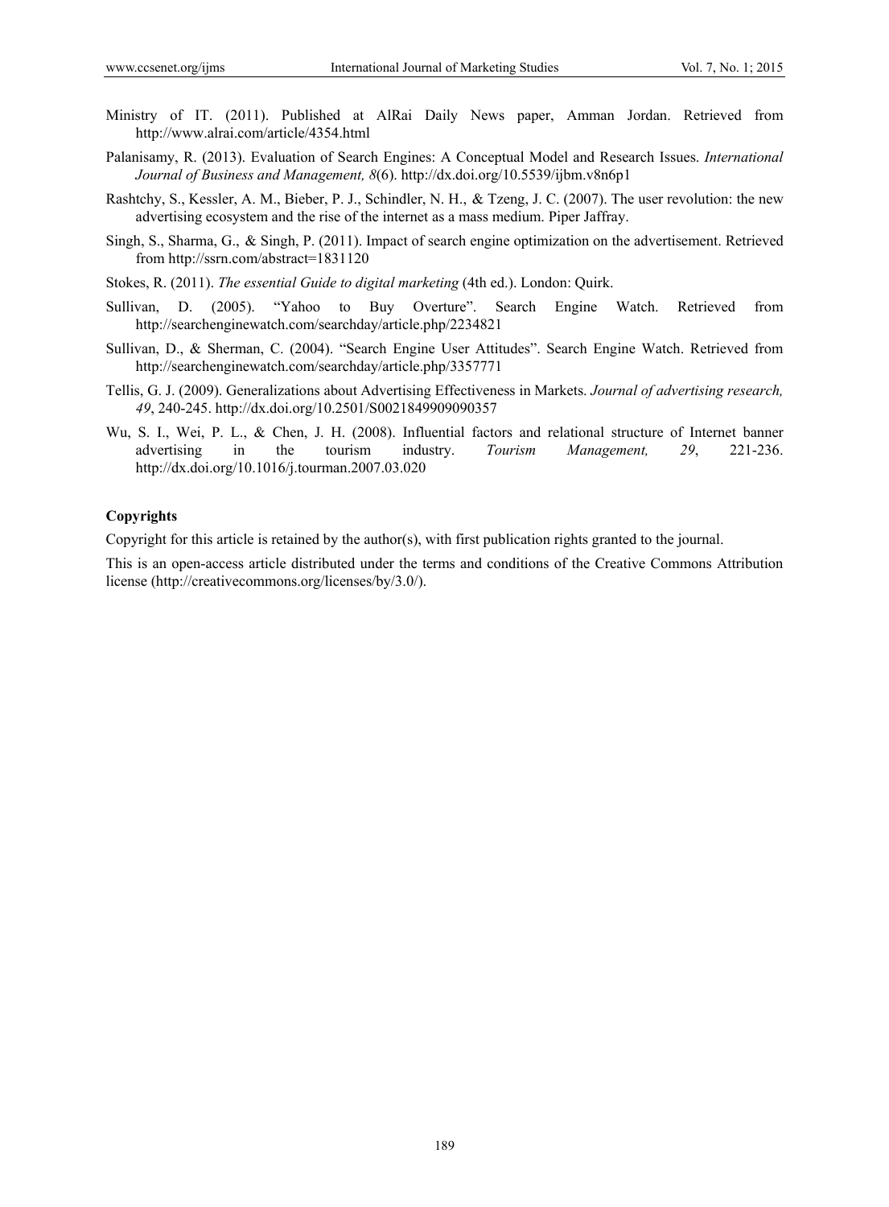Ministry of IT. (2011). Published at AlRai Daily News paper, Amman Jordan. Retrieved from http://www.alrai.com/article/4354.html

Palanisamy, R. (2013). Evaluation of Search Engines: A Conceptual Model and Research Issues. *International Journal of Business and Management, 8*(6). http://dx.doi.org/10.5539/ijbm.v8n6p1

Rashtchy, S., Kessler, A. M., Bieber, P. J., Schindler, N. H., & Tzeng, J. C. (2007). The user revolution: the new advertising ecosystem and the rise of the internet as a mass medium. Piper Jaffray.

Singh, S., Sharma, G., & Singh, P. (2011). Impact of search engine optimization on the advertisement. Retrieved from http://ssrn.com/abstract=1831120

Stokes, R. (2011). *The essential Guide to digital marketing* (4th ed.). London: Quirk.

Sullivan, D. (2005). "Yahoo to Buy Overture". Search Engine Watch. Retrieved from http://searchenginewatch.com/searchday/article.php/2234821

Sullivan, D., & Sherman, C. (2004). "Search Engine User Attitudes". Search Engine Watch. Retrieved from http://searchenginewatch.com/searchday/article.php/3357771

Tellis, G. J. (2009). Generalizations about Advertising Effectiveness in Markets. *Journal of advertising research, 49*, 240-245. http://dx.doi.org/10.2501/S0021849909090357

Wu, S. I., Wei, P. L., & Chen, J. H. (2008). Influential factors and relational structure of Internet banner advertising in the tourism industry. *Tourism Management, 29*, 221-236. http://dx.doi.org/10.1016/j.tourman.2007.03.020

**Copyrights**

Copyright for this article is retained by the author(s), with first publication rights granted to the journal.

This is an open-access article distributed under the terms and conditions of the Creative Commons Attribution license (http://creativecommons.org/licenses/by/3.0/).